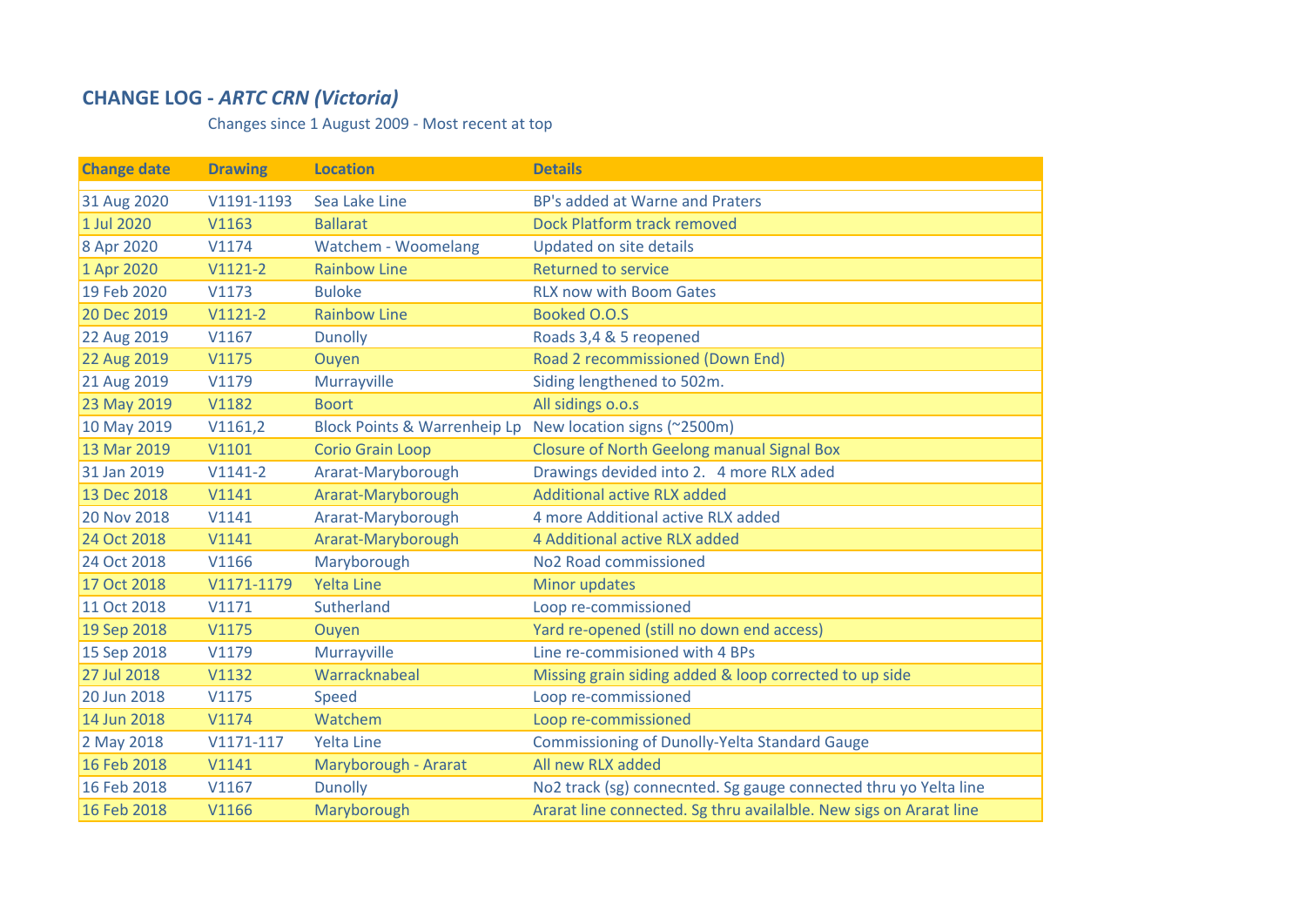# CHANGE LOG - *ARTC CRN (Victoria)*

Changes since 1 August 2009 - Most recent at top

| Change date | Drawing | Location | Details |
|---|---|---|---|
| 31 Aug 2020 | V1191-1193 | Sea Lake Line | BP's added at Warne and Praters |
| 1 Jul 2020 | V1163 | Ballarat | Dock Platform track removed |
| 8 Apr 2020 | V1174 | Watchem - Woomelang | Updated on site details |
| 1 Apr 2020 | V1121-2 | Rainbow Line | Returned to service |
| 19 Feb 2020 | V1173 | Buloke | RLX now with Boom Gates |
| 20 Dec 2019 | V1121-2 | Rainbow Line | Booked O.O.S |
| 22 Aug 2019 | V1167 | Dunolly | Roads 3,4 & 5 reopened |
| 22 Aug 2019 | V1175 | Ouyen | Road 2 recommissioned (Down End) |
| 21 Aug 2019 | V1179 | Murrayville | Siding lengthened to 502m. |
| 23 May 2019 | V1182 | Boort | All sidings o.o.s |
| 10 May 2019 | V1161,2 | Block Points & Warrenheip Lp | New location signs (~2500m) |
| 13 Mar 2019 | V1101 | Corio Grain Loop | Closure of North Geelong manual Signal Box |
| 31 Jan 2019 | V1141-2 | Ararat-Maryborough | Drawings devided into 2.   4 more RLX aded |
| 13 Dec 2018 | V1141 | Ararat-Maryborough | Additional active RLX added |
| 20 Nov 2018 | V1141 | Ararat-Maryborough | 4 more Additional active RLX added |
| 24 Oct 2018 | V1141 | Ararat-Maryborough | 4 Additional active RLX added |
| 24 Oct 2018 | V1166 | Maryborough | No2 Road commissioned |
| 17 Oct 2018 | V1171-1179 | Yelta Line | Minor updates |
| 11 Oct 2018 | V1171 | Sutherland | Loop re-commissioned |
| 19 Sep 2018 | V1175 | Ouyen | Yard re-opened (still no down end access) |
| 15 Sep 2018 | V1179 | Murrayville | Line re-commisioned with 4 BPs |
| 27 Jul 2018 | V1132 | Warracknabeal | Missing grain siding added & loop corrected to up side |
| 20 Jun 2018 | V1175 | Speed | Loop re-commissioned |
| 14 Jun 2018 | V1174 | Watchem | Loop re-commissioned |
| 2 May 2018 | V1171-117 | Yelta Line | Commissioning of Dunolly-Yelta Standard Gauge |
| 16 Feb 2018 | V1141 | Maryborough - Ararat | All new RLX added |
| 16 Feb 2018 | V1167 | Dunolly | No2 track (sg) connecnted. Sg gauge connected thru yo Yelta line |
| 16 Feb 2018 | V1166 | Maryborough | Ararat line connected. Sg thru availalble. New sigs on Ararat line |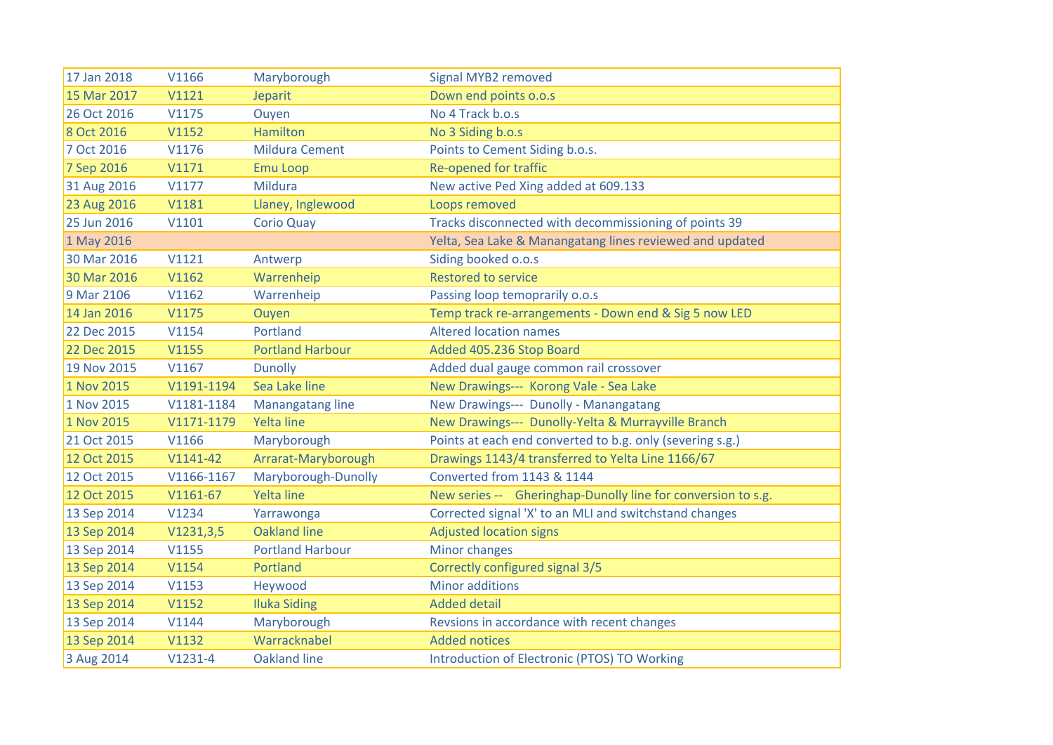| | | | |
|---|---|---|---|
| 17 Jan 2018 | V1166 | Maryborough | Signal MYB2 removed |
| 15 Mar 2017 | V1121 | Jeparit | Down end points o.o.s |
| 26 Oct 2016 | V1175 | Ouyen | No 4 Track b.o.s |
| 8 Oct 2016 | V1152 | Hamilton | No 3 Siding b.o.s |
| 7 Oct 2016 | V1176 | Mildura Cement | Points to Cement Siding b.o.s. |
| 7 Sep 2016 | V1171 | Emu Loop | Re-opened for traffic |
| 31 Aug 2016 | V1177 | Mildura | New active Ped Xing added at 609.133 |
| 23 Aug 2016 | V1181 | Llaney, Inglewood | Loops removed |
| 25 Jun 2016 | V1101 | Corio Quay | Tracks disconnected with decommissioning of points 39 |
| 1 May 2016 | | | Yelta, Sea Lake & Manangatang lines reviewed and updated |
| 30 Mar 2016 | V1121 | Antwerp | Siding booked o.o.s |
| 30 Mar 2016 | V1162 | Warrenheip | Restored to service |
| 9 Mar 2106 | V1162 | Warrenheip | Passing loop temoprarily o.o.s |
| 14 Jan 2016 | V1175 | Ouyen | Temp track re-arrangements - Down end & Sig 5 now LED |
| 22 Dec 2015 | V1154 | Portland | Altered location names |
| 22 Dec 2015 | V1155 | Portland Harbour | Added 405.236 Stop Board |
| 19 Nov 2015 | V1167 | Dunolly | Added dual gauge common rail crossover |
| 1 Nov 2015 | V1191-1194 | Sea Lake line | New Drawings--- Korong Vale - Sea Lake |
| 1 Nov 2015 | V1181-1184 | Manangatang line | New Drawings--- Dunolly - Manangatang |
| 1 Nov 2015 | V1171-1179 | Yelta line | New Drawings--- Dunolly-Yelta & Murrayville Branch |
| 21 Oct 2015 | V1166 | Maryborough | Points at each end converted to b.g. only (severing s.g.) |
| 12 Oct 2015 | V1141-42 | Ararat-Maryborough | Drawings 1143/4 transferred to Yelta Line 1166/67 |
| 12 Oct 2015 | V1166-1167 | Maryborough-Dunolly | Converted from 1143 & 1144 |
| 12 Oct 2015 | V1161-67 | Yelta line | New series -- Gheringhap-Dunolly line for conversion to s.g. |
| 13 Sep 2014 | V1234 | Yarrawonga | Corrected signal 'X' to an MLI and switchstand changes |
| 13 Sep 2014 | V1231,3,5 | Oakland line | Adjusted location signs |
| 13 Sep 2014 | V1155 | Portland Harbour | Minor changes |
| 13 Sep 2014 | V1154 | Portland | Correctly configured signal 3/5 |
| 13 Sep 2014 | V1153 | Heywood | Minor additions |
| 13 Sep 2014 | V1152 | Iluka Siding | Added detail |
| 13 Sep 2014 | V1144 | Maryborough | Revsions in accordance with recent changes |
| 13 Sep 2014 | V1132 | Warracknabel | Added notices |
| 3 Aug 2014 | V1231-4 | Oakland line | Introduction of Electronic (PTOS) TO Working |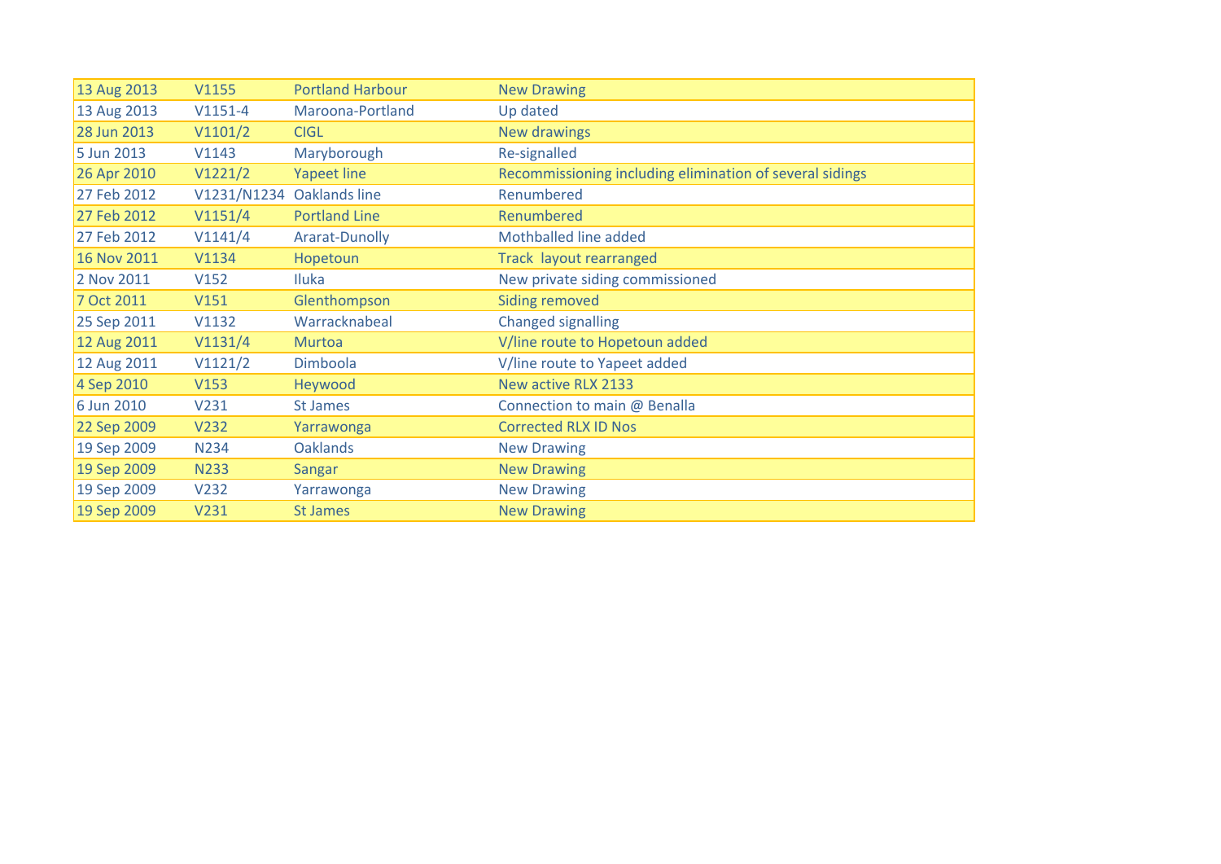| | | | |
|---|---|---|---|
| 13 Aug 2013 | V1155 | Portland Harbour | New Drawing |
| 13 Aug 2013 | V1151-4 | Maroona-Portland | Up dated |
| 28 Jun 2013 | V1101/2 | CIGL | New drawings |
| 5 Jun 2013 | V1143 | Maryborough | Re-signalled |
| 26 Apr 2010 | V1221/2 | Yapeet line | Recommissioning including elimination of several sidings |
| 27 Feb 2012 | V1231/N1234 | Oaklands line | Renumbered |
| 27 Feb 2012 | V1151/4 | Portland Line | Renumbered |
| 27 Feb 2012 | V1141/4 | Ararat-Dunolly | Mothballed line added |
| 16 Nov 2011 | V1134 | Hopetoun | Track layout rearranged |
| 2 Nov 2011 | V152 | Iluka | New private siding commissioned |
| 7 Oct 2011 | V151 | Glenthompson | Siding removed |
| 25 Sep 2011 | V1132 | Warracknabeal | Changed signalling |
| 12 Aug 2011 | V1131/4 | Murtoa | V/line route to Hopetoun added |
| 12 Aug 2011 | V1121/2 | Dimboola | V/line route to Yapeet added |
| 4 Sep 2010 | V153 | Heywood | New active RLX 2133 |
| 6 Jun 2010 | V231 | St James | Connection to main @ Benalla |
| 22 Sep 2009 | V232 | Yarrawonga | Corrected RLX ID Nos |
| 19 Sep 2009 | N234 | Oaklands | New Drawing |
| 19 Sep 2009 | N233 | Sangar | New Drawing |
| 19 Sep 2009 | V232 | Yarrawonga | New Drawing |
| 19 Sep 2009 | V231 | St James | New Drawing |